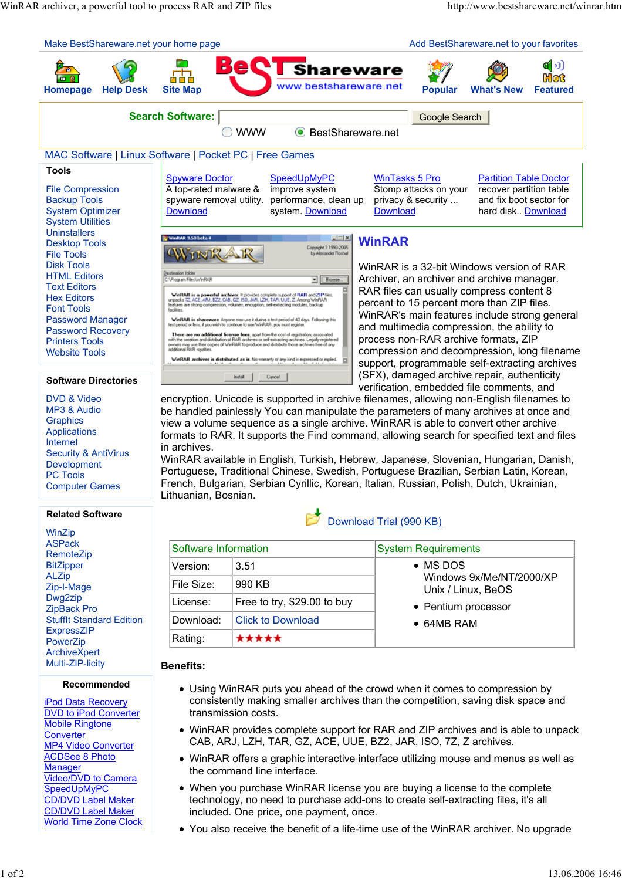Make BestShareware.net your home page | Add BestShareware.net to your favorites

Homepage | Help Desk | Site Map | Popular | What's New | Featured

**Search Software:** [ ] Google Search
WWW | BestShareware.net

MAC Software | Linux Software | Pocket PC | Free Games

### Tools

- File Compression
- Backup Tools
- System Optimizer
- System Utilities
- Uninstallers
- Desktop Tools
- File Tools
- Disk Tools
- HTML Editors
- Text Editors
- Hex Editors
- Font Tools
- Password Manager
- Password Recovery
- Printers Tools
- Website Tools

### Software Directories

- DVD & Video
- MP3 & Audio
- Graphics
- Applications
- Internet
- Security & AntiVirus
- Development
- PC Tools
- Computer Games

### Related Software

- WinZip
- ASPack
- RemoteZip
- BitZipper
- ALZip
- Zip-I-Mage
- Dwg2zip
- ZipBack Pro
- StuffIt Standard Edition
- ExpressZIP
- PowerZip
- ArchiveXpert
- Multi-ZIP-licity

### Recommended

- iPod Data Recovery
- DVD to iPod Converter
- Mobile Ringtone Converter
- MP4 Video Converter
- ACDSee 8 Photo Manager
- Video/DVD to Camera
- SpeedUpMyPC
- CD/DVD Label Maker
- CD/DVD Label Maker
- World Time Zone Clock

---

| Spyware Doctor | SpeedUpMyPC | WinTasks 5 Pro | Partition Table Doctor |
|---|---|---|---|
| A top-rated malware & spyware removal utility. Download | improve system performance, clean up system. Download | Stomp attacks on your privacy & security ... Download | recover partition table and fix boot sector for hard disk.. Download |

## WinRAR

WinRAR is a 32-bit Windows version of RAR Archiver, an archiver and archive manager. RAR files can usually compress content 8 percent to 15 percent more than ZIP files. WinRAR's main features include strong general and multimedia compression, the ability to process non-RAR archive formats, ZIP compression and decompression, long filename support, programmable self-extracting archives (SFX), damaged archive repair, authenticity verification, embedded file comments, and encryption. Unicode is supported in archive filenames, allowing non-English filenames to be handled painlessly You can manipulate the parameters of many archives at once and view a volume sequence as a single archive. WinRAR is able to convert other archive formats to RAR. It supports the Find command, allowing search for specified text and files in archives.
WinRAR available in English, Turkish, Hebrew, Japanese, Slovenian, Hungarian, Danish, Portuguese, Traditional Chinese, Swedish, Portuguese Brazilian, Serbian Latin, Korean, French, Bulgarian, Serbian Cyrillic, Korean, Italian, Russian, Polish, Dutch, Ukrainian, Lithuanian, Bosnian.

Download Trial (990 KB)

| Software Information | | System Requirements |
|---|---|---|
| Version: | 3.51 | • MS DOS Windows 9x/Me/NT/2000/XP Unix / Linux, BeOS • Pentium processor • 64MB RAM |
| File Size: | 990 KB | |
| License: | Free to try, $29.00 to buy | |
| Download: | Click to Download | |
| Rating: | ★★★★★ | |

**Benefits:**

- Using WinRAR puts you ahead of the crowd when it comes to compression by consistently making smaller archives than the competition, saving disk space and transmission costs.
- WinRAR provides complete support for RAR and ZIP archives and is able to unpack CAB, ARJ, LZH, TAR, GZ, ACE, UUE, BZ2, JAR, ISO, 7Z, Z archives.
- WinRAR offers a graphic interactive interface utilizing mouse and menus as well as the command line interface.
- When you purchase WinRAR license you are buying a license to the complete technology, no need to purchase add-ons to create self-extracting files, it's all included. One price, one payment, once.
- You also receive the benefit of a life-time use of the WinRAR archiver. No upgrade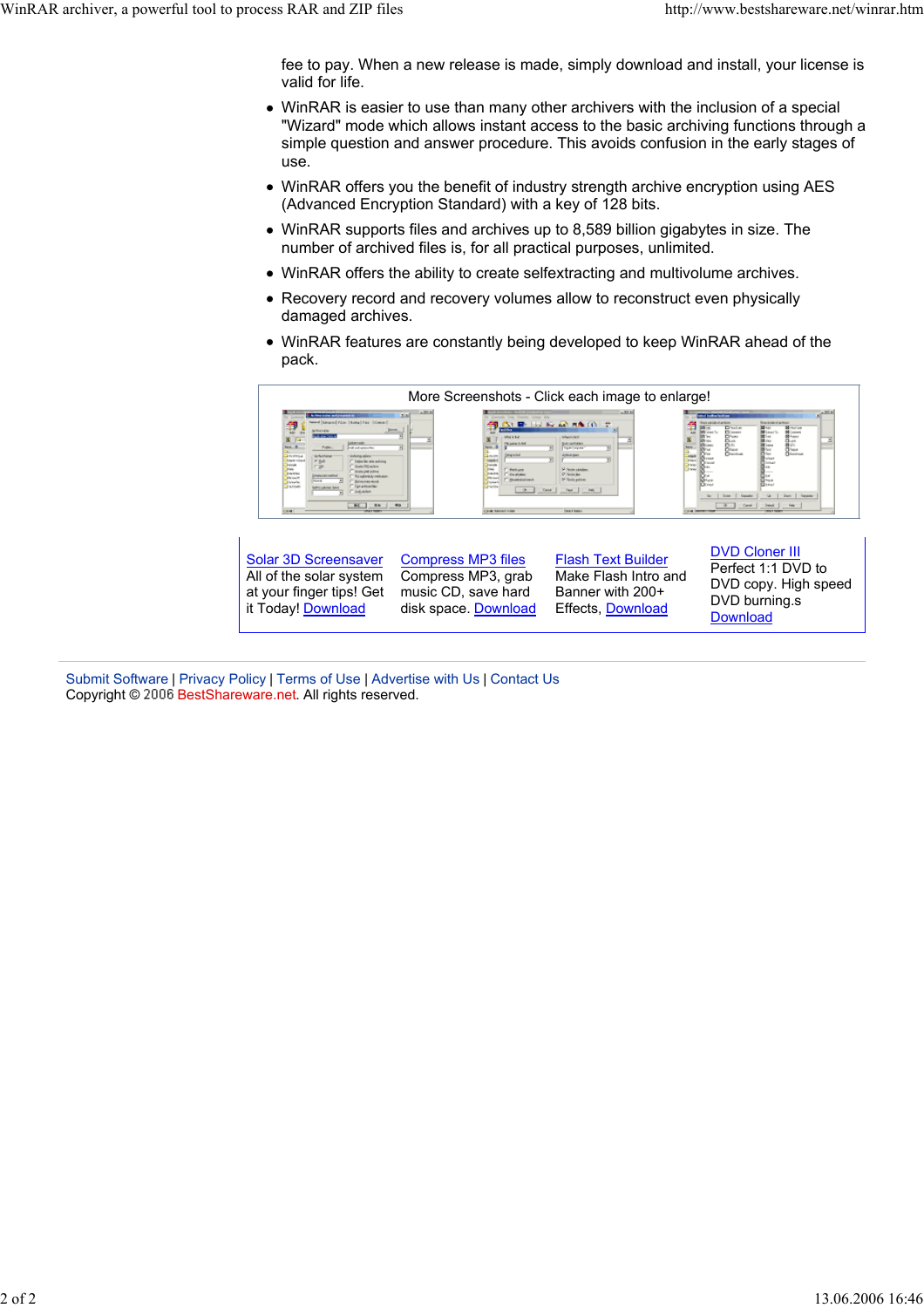fee to pay. When a new release is made, simply download and install, your license is valid for life.

- WinRAR is easier to use than many other archivers with the inclusion of a special "Wizard" mode which allows instant access to the basic archiving functions through a simple question and answer procedure. This avoids confusion in the early stages of use.
- WinRAR offers you the benefit of industry strength archive encryption using AES (Advanced Encryption Standard) with a key of 128 bits.
- WinRAR supports files and archives up to 8,589 billion gigabytes in size. The number of archived files is, for all practical purposes, unlimited.
- WinRAR offers the ability to create selfextracting and multivolume archives.
- Recovery record and recovery volumes allow to reconstruct even physically damaged archives.
- WinRAR features are constantly being developed to keep WinRAR ahead of the pack.

More Screenshots - Click each image to enlarge!

| | | | |
|---|---|---|---|
| Solar 3D Screensaver<br>All of the solar system at your finger tips! Get it Today! Download | Compress MP3 files<br>Compress MP3, grab music CD, save hard disk space. Download | Flash Text Builder<br>Make Flash Intro and Banner with 200+ Effects, Download | DVD Cloner III<br>Perfect 1:1 DVD to DVD copy. High speed DVD burning.s Download |

Submit Software | Privacy Policy | Terms of Use | Advertise with Us | Contact Us
Copyright © 2006 BestShareware.net. All rights reserved.